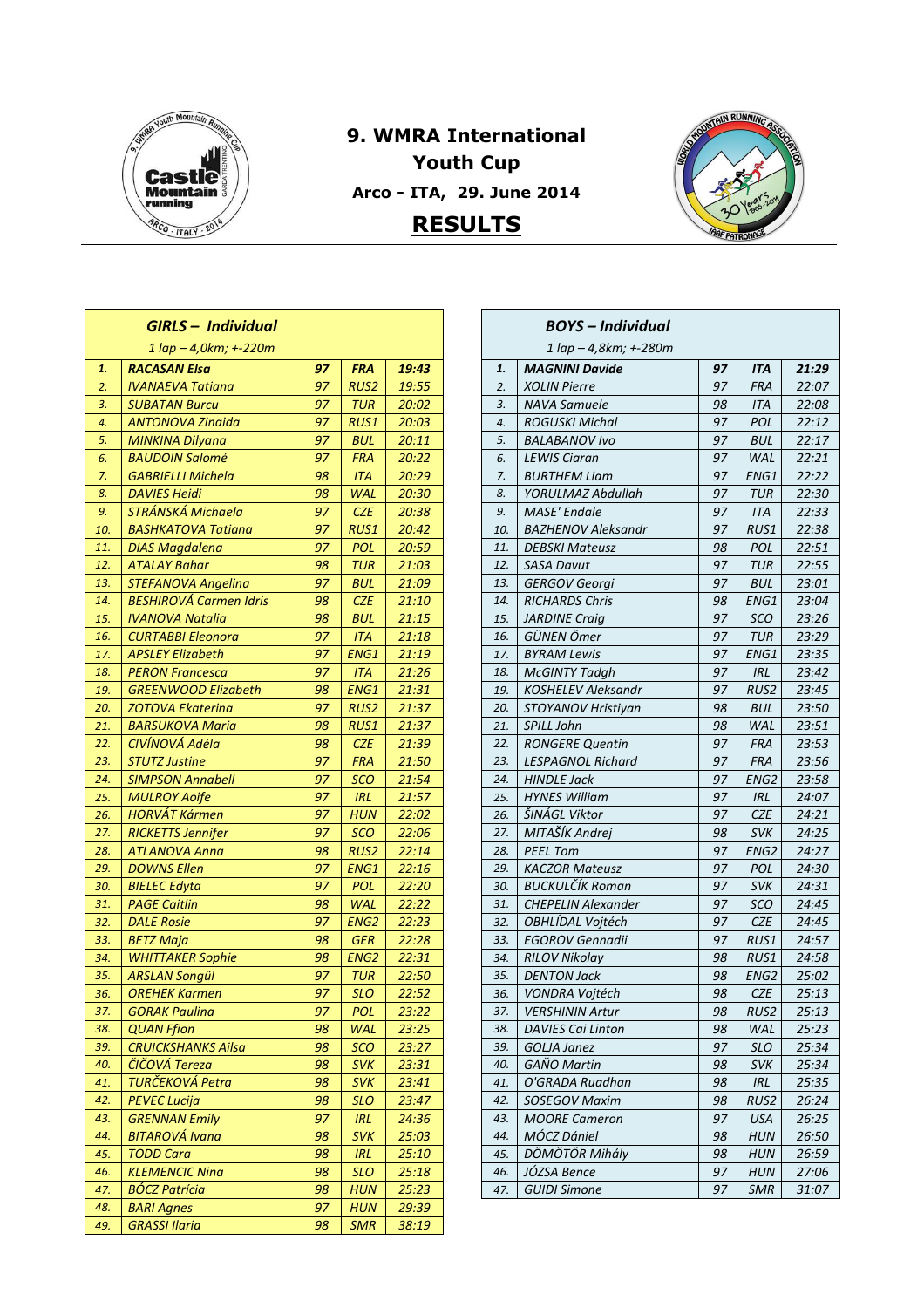# 9. WMRA International Youth Cup

**Arco - ITA, 29. June 2014**

## RESULTS

### GIRLS – Individual

*1 lap – 4,0km; +-220m*

| | | | | |
|---|---|---|---|---|
| **1.** | **RACASAN Elsa** | **97** | **FRA** | **19:43** |
| 2. | IVANAEVA Tatiana | 97 | RUS2 | 19:55 |
| 3. | SUBATAN Burcu | 97 | TUR | 20:02 |
| 4. | ANTONOVA Zinaida | 97 | RUS1 | 20:03 |
| 5. | MINKINA Dilyana | 97 | BUL | 20:11 |
| 6. | BAUDOIN Salomé | 97 | FRA | 20:22 |
| 7. | GABRIELLI Michela | 98 | ITA | 20:29 |
| 8. | DAVIES Heidi | 98 | WAL | 20:30 |
| 9. | STRÁNSKÁ Michaela | 97 | CZE | 20:38 |
| 10. | BASHKATOVA Tatiana | 97 | RUS1 | 20:42 |
| 11. | DIAS Magdalena | 97 | POL | 20:59 |
| 12. | ATALAY Bahar | 98 | TUR | 21:03 |
| 13. | STEFANOVA Angelina | 97 | BUL | 21:09 |
| 14. | BESHIROVÁ Carmen Idris | 98 | CZE | 21:10 |
| 15. | IVANOVA Natalia | 98 | BUL | 21:15 |
| 16. | CURTABBI Eleonora | 97 | ITA | 21:18 |
| 17. | APSLEY Elizabeth | 97 | ENG1 | 21:19 |
| 18. | PERON Francesca | 97 | ITA | 21:26 |
| 19. | GREENWOOD Elizabeth | 98 | ENG1 | 21:31 |
| 20. | ZOTOVA Ekaterina | 97 | RUS2 | 21:37 |
| 21. | BARSUKOVA Maria | 98 | RUS1 | 21:37 |
| 22. | CIVÍNOVÁ Adéla | 98 | CZE | 21:39 |
| 23. | STUTZ Justine | 97 | FRA | 21:50 |
| 24. | SIMPSON Annabell | 97 | SCO | 21:54 |
| 25. | MULROY Aoife | 97 | IRL | 21:57 |
| 26. | HORVÁT Kármen | 97 | HUN | 22:02 |
| 27. | RICKETTS Jennifer | 97 | SCO | 22:06 |
| 28. | ATLANOVA Anna | 98 | RUS2 | 22:14 |
| 29. | DOWNS Ellen | 97 | ENG1 | 22:16 |
| 30. | BIELEC Edyta | 97 | POL | 22:20 |
| 31. | PAGE Caitlin | 98 | WAL | 22:22 |
| 32. | DALE Rosie | 97 | ENG2 | 22:23 |
| 33. | BETZ Maja | 98 | GER | 22:28 |
| 34. | WHITTAKER Sophie | 98 | ENG2 | 22:31 |
| 35. | ARSLAN Songül | 97 | TUR | 22:50 |
| 36. | OREHEK Karmen | 97 | SLO | 22:52 |
| 37. | GORAK Paulina | 97 | POL | 23:22 |
| 38. | QUAN Ffion | 98 | WAL | 23:25 |
| 39. | CRUICKSHANKS Ailsa | 98 | SCO | 23:27 |
| 40. | ČIČOVÁ Tereza | 98 | SVK | 23:31 |
| 41. | TURČEKOVÁ Petra | 98 | SVK | 23:41 |
| 42. | PEVEC Lucija | 98 | SLO | 23:47 |
| 43. | GRENNAN Emily | 97 | IRL | 24:36 |
| 44. | BITAROVÁ Ivana | 98 | SVK | 25:03 |
| 45. | TODD Cara | 98 | IRL | 25:10 |
| 46. | KLEMENCIC Nina | 98 | SLO | 25:18 |
| 47. | BÓCZ Patrícia | 98 | HUN | 25:23 |
| 48. | BARI Agnes | 97 | HUN | 29:39 |
| 49. | GRASSI Ilaria | 98 | SMR | 38:19 |

### BOYS – Individual

*1 lap – 4,8km; +-280m*

| | | | | |
|---|---|---|---|---|
| **1.** | **MAGNINI Davide** | **97** | **ITA** | **21:29** |
| 2. | XOLIN Pierre | 97 | FRA | 22:07 |
| 3. | NAVA Samuele | 98 | ITA | 22:08 |
| 4. | ROGUSKI Michal | 97 | POL | 22:12 |
| 5. | BALABANOV Ivo | 97 | BUL | 22:17 |
| 6. | LEWIS Ciaran | 97 | WAL | 22:21 |
| 7. | BURTHEM Liam | 97 | ENG1 | 22:22 |
| 8. | YORULMAZ Abdullah | 97 | TUR | 22:30 |
| 9. | MASE' Endale | 97 | ITA | 22:33 |
| 10. | BAZHENOV Aleksandr | 97 | RUS1 | 22:38 |
| 11. | DEBSKI Mateusz | 98 | POL | 22:51 |
| 12. | SASA Davut | 97 | TUR | 22:55 |
| 13. | GERGOV Georgi | 97 | BUL | 23:01 |
| 14. | RICHARDS Chris | 98 | ENG1 | 23:04 |
| 15. | JARDINE Craig | 97 | SCO | 23:26 |
| 16. | GÜNEN Ömer | 97 | TUR | 23:29 |
| 17. | BYRAM Lewis | 97 | ENG1 | 23:35 |
| 18. | McGINTY Tadgh | 97 | IRL | 23:42 |
| 19. | KOSHELEV Aleksandr | 97 | RUS2 | 23:45 |
| 20. | STOYANOV Hristiyan | 98 | BUL | 23:50 |
| 21. | SPILL John | 98 | WAL | 23:51 |
| 22. | RONGERE Quentin | 97 | FRA | 23:53 |
| 23. | LESPAGNOL Richard | 97 | FRA | 23:56 |
| 24. | HINDLE Jack | 97 | ENG2 | 23:58 |
| 25. | HYNES William | 97 | IRL | 24:07 |
| 26. | ŠINÁGL Viktor | 97 | CZE | 24:21 |
| 27. | MITAŠÍK Andrej | 98 | SVK | 24:25 |
| 28. | PEEL Tom | 97 | ENG2 | 24:27 |
| 29. | KACZOR Mateusz | 97 | POL | 24:30 |
| 30. | BUCKULČÍK Roman | 97 | SVK | 24:31 |
| 31. | CHEPELIN Alexander | 97 | SCO | 24:45 |
| 32. | OBHLÍDAL Vojtěch | 97 | CZE | 24:45 |
| 33. | EGOROV Gennadii | 97 | RUS1 | 24:57 |
| 34. | RILOV Nikolay | 98 | RUS1 | 24:58 |
| 35. | DENTON Jack | 98 | ENG2 | 25:02 |
| 36. | VONDRA Vojtěch | 98 | CZE | 25:13 |
| 37. | VERSHININ Artur | 98 | RUS2 | 25:13 |
| 38. | DAVIES Cai Linton | 98 | WAL | 25:23 |
| 39. | GOLJA Janez | 97 | SLO | 25:34 |
| 40. | GAŇO Martin | 98 | SVK | 25:34 |
| 41. | O'GRADA Ruadhan | 98 | IRL | 25:35 |
| 42. | SOSEGOV Maxim | 98 | RUS2 | 26:24 |
| 43. | MOORE Cameron | 97 | USA | 26:25 |
| 44. | MÓCZ Dániel | 98 | HUN | 26:50 |
| 45. | DÖMÖTÖR Mihály | 98 | HUN | 26:59 |
| 46. | JÓZSA Bence | 97 | HUN | 27:06 |
| 47. | GUIDI Simone | 97 | SMR | 31:07 |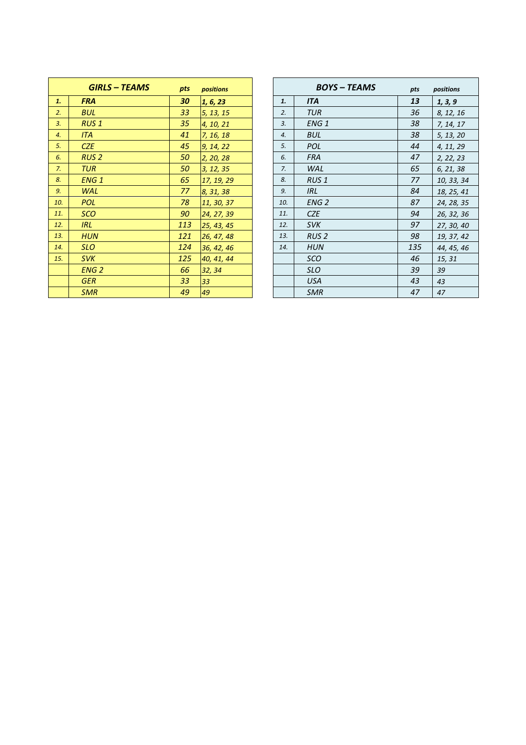| | GIRLS – TEAMS | pts | positions |
|---|---|---|---|
| **1.** | **FRA** | **30** | **1, 6, 23** |
| 2. | BUL | 33 | 5, 13, 15 |
| 3. | RUS 1 | 35 | 4, 10, 21 |
| 4. | ITA | 41 | 7, 16, 18 |
| 5. | CZE | 45 | 9, 14, 22 |
| 6. | RUS 2 | 50 | 2, 20, 28 |
| 7. | TUR | 50 | 3, 12, 35 |
| 8. | ENG 1 | 65 | 17, 19, 29 |
| 9. | WAL | 77 | 8, 31, 38 |
| 10. | POL | 78 | 11, 30, 37 |
| 11. | SCO | 90 | 24, 27, 39 |
| 12. | IRL | 113 | 25, 43, 45 |
| 13. | HUN | 121 | 26, 47, 48 |
| 14. | SLO | 124 | 36, 42, 46 |
| 15. | SVK | 125 | 40, 41, 44 |
| | ENG 2 | 66 | 32, 34 |
| | GER | 33 | 33 |
| | SMR | 49 | 49 |

| | BOYS – TEAMS | pts | positions |
|---|---|---|---|
| **1.** | **ITA** | **13** | **1, 3, 9** |
| 2. | TUR | 36 | 8, 12, 16 |
| 3. | ENG 1 | 38 | 7, 14, 17 |
| 4. | BUL | 38 | 5, 13, 20 |
| 5. | POL | 44 | 4, 11, 29 |
| 6. | FRA | 47 | 2, 22, 23 |
| 7. | WAL | 65 | 6, 21, 38 |
| 8. | RUS 1 | 77 | 10, 33, 34 |
| 9. | IRL | 84 | 18, 25, 41 |
| 10. | ENG 2 | 87 | 24, 28, 35 |
| 11. | CZE | 94 | 26, 32, 36 |
| 12. | SVK | 97 | 27, 30, 40 |
| 13. | RUS 2 | 98 | 19, 37, 42 |
| 14. | HUN | 135 | 44, 45, 46 |
| | SCO | 46 | 15, 31 |
| | SLO | 39 | 39 |
| | USA | 43 | 43 |
| | SMR | 47 | 47 |